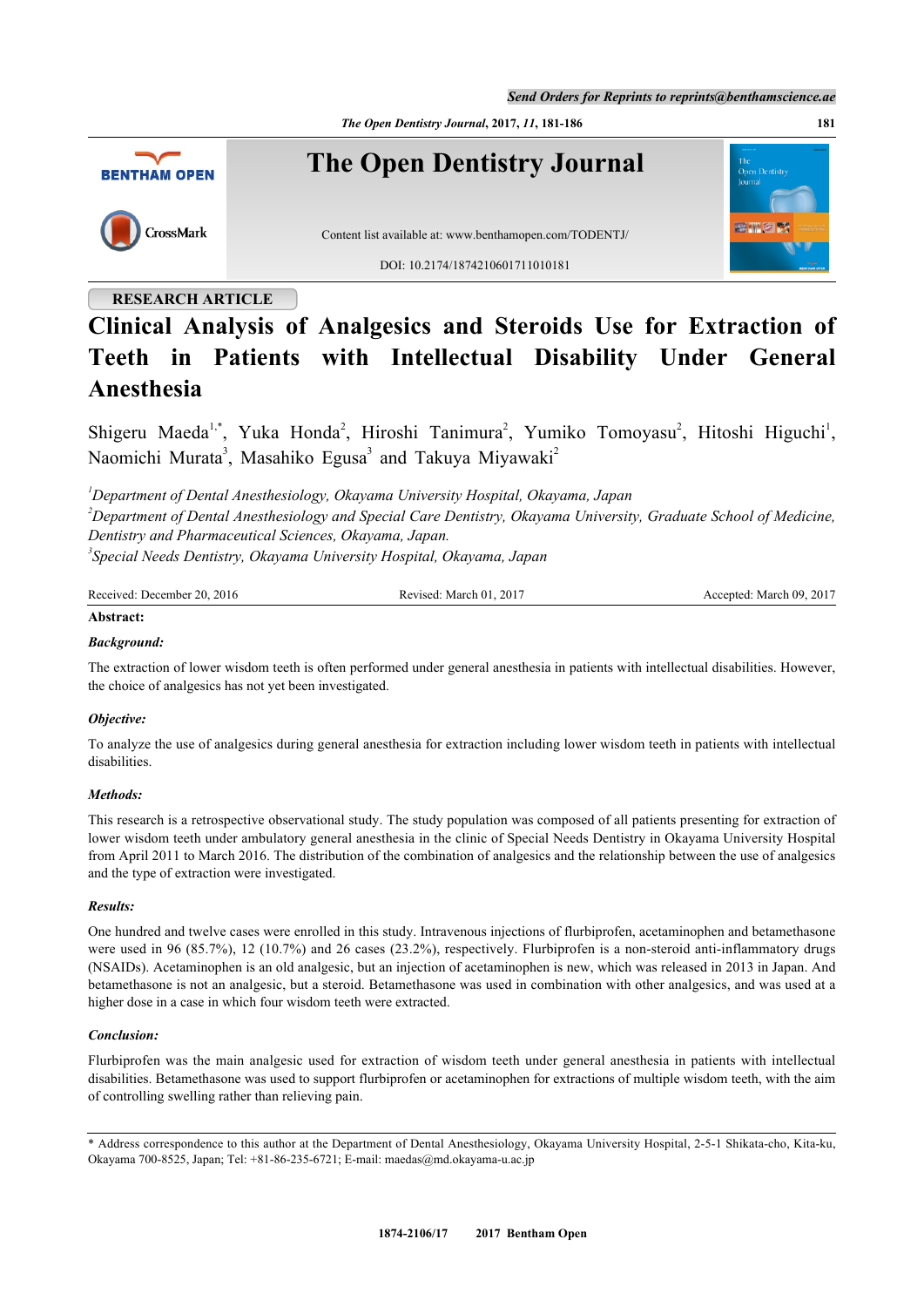RESEARCH ARTICLE

# Clinical Analysis of Analgesics and Steroids Use for Extraction of Teeth in Patients with Intellectual Disability Under General Anesthesia

Shigeru Maeda[1,*], Yuka Honda[2], Hiroshi Tanimura[2], Yumiko Tomoyasu[2], Hitoshi Higuchi[1], Naomichi Murata[3], Masahiko Egusa[3] and Takuya Miyawaki[2]

*[1]Department of Dental Anesthesiology, Okayama University Hospital, Okayama, Japan*
*[2]Department of Dental Anesthesiology and Special Care Dentistry, Okayama University, Graduate School of Medicine, Dentistry and Pharmaceutical Sciences, Okayama, Japan.*
*[3]Special Needs Dentistry, Okayama University Hospital, Okayama, Japan*

Received: December 20, 2016 Revised: March 01, 2017 Accepted: March 09, 2017

**Abstract:**

***Background:***

The extraction of lower wisdom teeth is often performed under general anesthesia in patients with intellectual disabilities. However, the choice of analgesics has not yet been investigated.

***Objective:***

To analyze the use of analgesics during general anesthesia for extraction including lower wisdom teeth in patients with intellectual disabilities.

***Methods:***

This research is a retrospective observational study. The study population was composed of all patients presenting for extraction of lower wisdom teeth under ambulatory general anesthesia in the clinic of Special Needs Dentistry in Okayama University Hospital from April 2011 to March 2016. The distribution of the combination of analgesics and the relationship between the use of analgesics and the type of extraction were investigated.

***Results:***

One hundred and twelve cases were enrolled in this study. Intravenous injections of flurbiprofen, acetaminophen and betamethasone were used in 96 (85.7%), 12 (10.7%) and 26 cases (23.2%), respectively. Flurbiprofen is a non-steroid anti-inflammatory drugs (NSAIDs). Acetaminophen is an old analgesic, but an injection of acetaminophen is new, which was released in 2013 in Japan. And betamethasone is not an analgesic, but a steroid. Betamethasone was used in combination with other analgesics, and was used at a higher dose in a case in which four wisdom teeth were extracted.

***Conclusion:***

Flurbiprofen was the main analgesic used for extraction of wisdom teeth under general anesthesia in patients with intellectual disabilities. Betamethasone was used to support flurbiprofen or acetaminophen for extractions of multiple wisdom teeth, with the aim of controlling swelling rather than relieving pain.

* Address correspondence to this author at the Department of Dental Anesthesiology, Okayama University Hospital, 2-5-1 Shikata-cho, Kita-ku, Okayama 700-8525, Japan; Tel: +81-86-235-6721; E-mail: maedas@md.okayama-u.ac.jp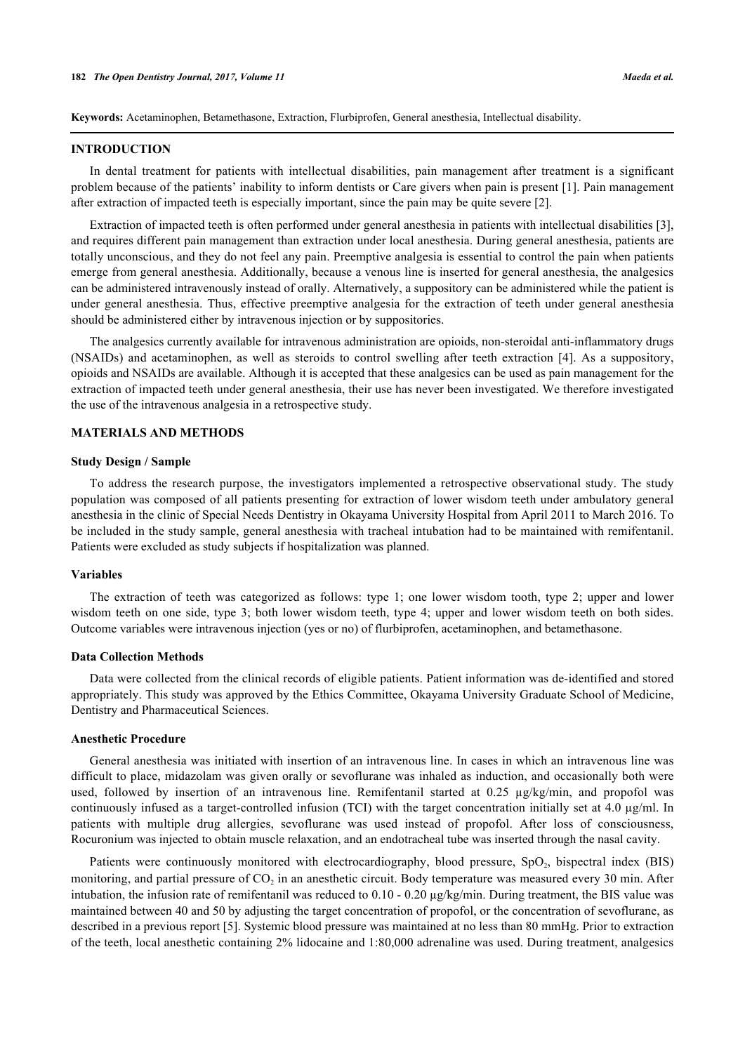**Keywords:** Acetaminophen, Betamethasone, Extraction, Flurbiprofen, General anesthesia, Intellectual disability.

## INTRODUCTION

In dental treatment for patients with intellectual disabilities, pain management after treatment is a significant problem because of the patients' inability to inform dentists or Care givers when pain is present [1]. Pain management after extraction of impacted teeth is especially important, since the pain may be quite severe [2].

Extraction of impacted teeth is often performed under general anesthesia in patients with intellectual disabilities [3], and requires different pain management than extraction under local anesthesia. During general anesthesia, patients are totally unconscious, and they do not feel any pain. Preemptive analgesia is essential to control the pain when patients emerge from general anesthesia. Additionally, because a venous line is inserted for general anesthesia, the analgesics can be administered intravenously instead of orally. Alternatively, a suppository can be administered while the patient is under general anesthesia. Thus, effective preemptive analgesia for the extraction of teeth under general anesthesia should be administered either by intravenous injection or by suppositories.

The analgesics currently available for intravenous administration are opioids, non-steroidal anti-inflammatory drugs (NSAIDs) and acetaminophen, as well as steroids to control swelling after teeth extraction [4]. As a suppository, opioids and NSAIDs are available. Although it is accepted that these analgesics can be used as pain management for the extraction of impacted teeth under general anesthesia, their use has never been investigated. We therefore investigated the use of the intravenous analgesia in a retrospective study.

## MATERIALS AND METHODS

### Study Design / Sample

To address the research purpose, the investigators implemented a retrospective observational study. The study population was composed of all patients presenting for extraction of lower wisdom teeth under ambulatory general anesthesia in the clinic of Special Needs Dentistry in Okayama University Hospital from April 2011 to March 2016. To be included in the study sample, general anesthesia with tracheal intubation had to be maintained with remifentanil. Patients were excluded as study subjects if hospitalization was planned.

### Variables

The extraction of teeth was categorized as follows: type 1; one lower wisdom tooth, type 2; upper and lower wisdom teeth on one side, type 3; both lower wisdom teeth, type 4; upper and lower wisdom teeth on both sides. Outcome variables were intravenous injection (yes or no) of flurbiprofen, acetaminophen, and betamethasone.

### Data Collection Methods

Data were collected from the clinical records of eligible patients. Patient information was de-identified and stored appropriately. This study was approved by the Ethics Committee, Okayama University Graduate School of Medicine, Dentistry and Pharmaceutical Sciences.

### Anesthetic Procedure

General anesthesia was initiated with insertion of an intravenous line. In cases in which an intravenous line was difficult to place, midazolam was given orally or sevoflurane was inhaled as induction, and occasionally both were used, followed by insertion of an intravenous line. Remifentanil started at 0.25 µg/kg/min, and propofol was continuously infused as a target-controlled infusion (TCI) with the target concentration initially set at 4.0 µg/ml. In patients with multiple drug allergies, sevoflurane was used instead of propofol. After loss of consciousness, Rocuronium was injected to obtain muscle relaxation, and an endotracheal tube was inserted through the nasal cavity.

Patients were continuously monitored with electrocardiography, blood pressure, $SpO_2$, bispectral index (BIS) monitoring, and partial pressure of $CO_2$ in an anesthetic circuit. Body temperature was measured every 30 min. After intubation, the infusion rate of remifentanil was reduced to 0.10 - 0.20 µg/kg/min. During treatment, the BIS value was maintained between 40 and 50 by adjusting the target concentration of propofol, or the concentration of sevoflurane, as described in a previous report [5]. Systemic blood pressure was maintained at no less than 80 mmHg. Prior to extraction of the teeth, local anesthetic containing 2% lidocaine and 1:80,000 adrenaline was used. During treatment, analgesics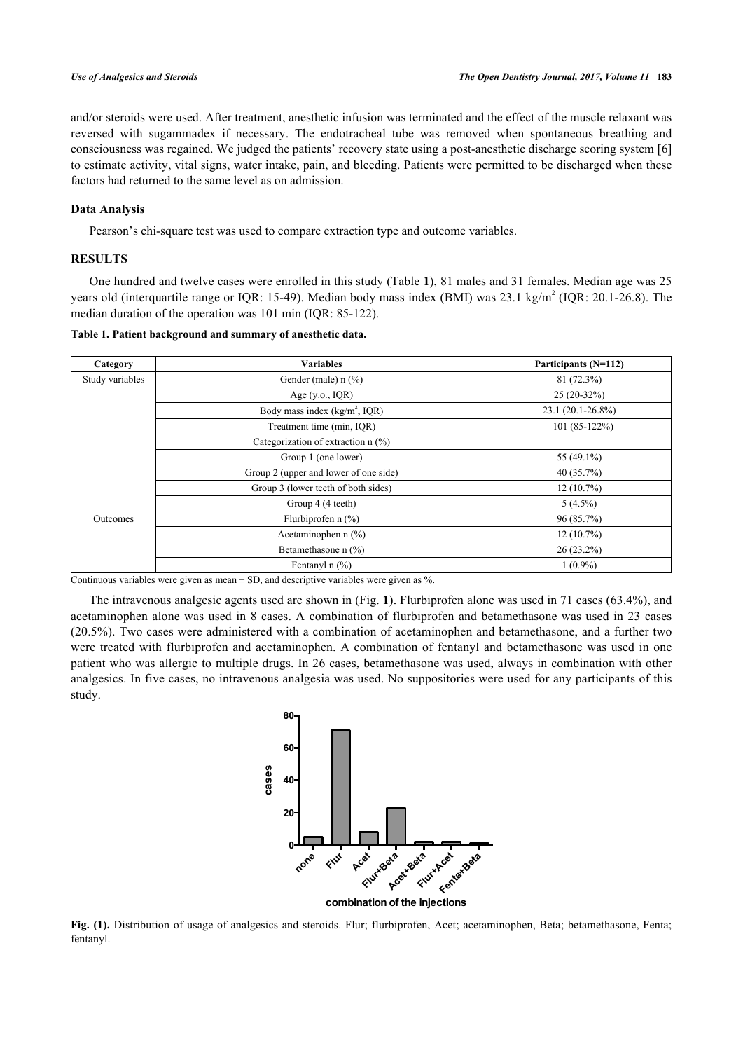and/or steroids were used. After treatment, anesthetic infusion was terminated and the effect of the muscle relaxant was reversed with sugammadex if necessary. The endotracheal tube was removed when spontaneous breathing and consciousness was regained. We judged the patients' recovery state using a post-anesthetic discharge scoring system [6] to estimate activity, vital signs, water intake, pain, and bleeding. Patients were permitted to be discharged when these factors had returned to the same level as on admission.

### Data Analysis

Pearson's chi-square test was used to compare extraction type and outcome variables.

## RESULTS

One hundred and twelve cases were enrolled in this study (Table **1**), 81 males and 31 females. Median age was 25 years old (interquartile range or IQR: 15-49). Median body mass index (BMI) was 23.1 kg/m$^2$ (IQR: 20.1-26.8). The median duration of the operation was 101 min (IQR: 85-122).

**Table 1. Patient background and summary of anesthetic data.**

| Category | Variables | Participants (N=112) |
|---|---|---|
| Study variables | Gender (male) n (%) | 81 (72.3%) |
| | Age (y.o., IQR) | 25 (20-32%) |
| | Body mass index (kg/m$^2$, IQR) | 23.1 (20.1-26.8%) |
| | Treatment time (min, IQR) | 101 (85-122%) |
| | Categorization of extraction n (%) | |
| | Group 1 (one lower) | 55 (49.1%) |
| | Group 2 (upper and lower of one side) | 40 (35.7%) |
| | Group 3 (lower teeth of both sides) | 12 (10.7%) |
| | Group 4 (4 teeth) | 5 (4.5%) |
| Outcomes | Flurbiprofen n (%) | 96 (85.7%) |
| | Acetaminophen n (%) | 12 (10.7%) |
| | Betamethasone n (%) | 26 (23.2%) |
| | Fentanyl n (%) | 1 (0.9%) |

Continuous variables were given as mean ± SD, and descriptive variables were given as %.

The intravenous analgesic agents used are shown in (Fig. **1**). Flurbiprofen alone was used in 71 cases (63.4%), and acetaminophen alone was used in 8 cases. A combination of flurbiprofen and betamethasone was used in 23 cases (20.5%). Two cases were administered with a combination of acetaminophen and betamethasone, and a further two were treated with flurbiprofen and acetaminophen. A combination of fentanyl and betamethasone was used in one patient who was allergic to multiple drugs. In 26 cases, betamethasone was used, always in combination with other analgesics. In five cases, no intravenous analgesia was used. No suppositories were used for any participants of this study.

**Fig. (1).** Distribution of usage of analgesics and steroids. Flur; flurbiprofen, Acet; acetaminophen, Beta; betamethasone, Fenta; fentanyl.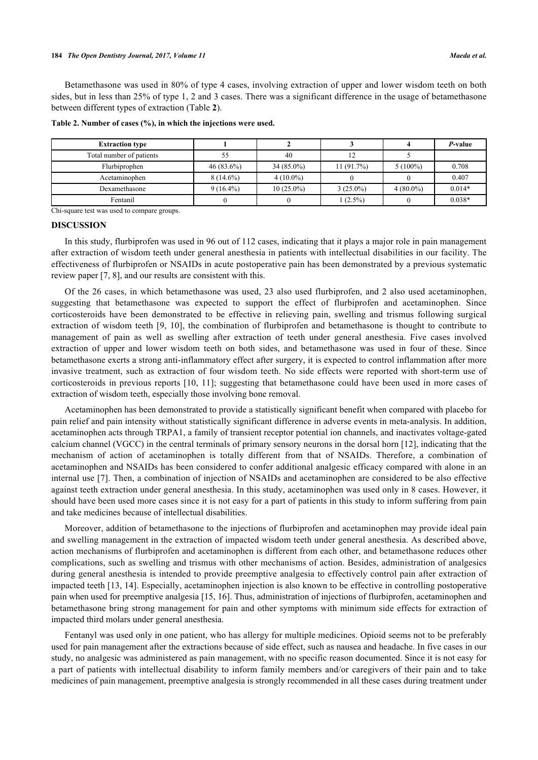Betamethasone was used in 80% of type 4 cases, involving extraction of upper and lower wisdom teeth on both sides, but in less than 25% of type 1, 2 and 3 cases. There was a significant difference in the usage of betamethasone between different types of extraction (Table **2**).

**Table 2. Number of cases (%), in which the injections were used.**

| Extraction type | 1 | 2 | 3 | 4 | *P*-value |
|---|---|---|---|---|---|
| Total number of patients | 55 | 40 | 12 | 5 | |
| Flurbiprophen | 46 (83.6%) | 34 (85.0%) | 11 (91.7%) | 5 (100%) | 0.708 |
| Acetaminophen | 8 (14.6%) | 4 (10.0%) | 0 | 0 | 0.407 |
| Dexamethasone | 9 (16.4%) | 10 (25.0%) | 3 (25.0%) | 4 (80.0%) | 0.014* |
| Fentanil | 0 | 0 | 1 (2.5%) | 0 | 0.038* |

Chi-square test was used to compare groups.

## DISCUSSION

In this study, flurbiprofen was used in 96 out of 112 cases, indicating that it plays a major role in pain management after extraction of wisdom teeth under general anesthesia in patients with intellectual disabilities in our facility. The effectiveness of flurbiprofen or NSAIDs in acute postoperative pain has been demonstrated by a previous systematic review paper [7, 8], and our results are consistent with this.

Of the 26 cases, in which betamethasone was used, 23 also used flurbiprofen, and 2 also used acetaminophen, suggesting that betamethasone was expected to support the effect of flurbiprofen and acetaminophen. Since corticosteroids have been demonstrated to be effective in relieving pain, swelling and trismus following surgical extraction of wisdom teeth [9, 10], the combination of flurbiprofen and betamethasone is thought to contribute to management of pain as well as swelling after extraction of teeth under general anesthesia. Five cases involved extraction of upper and lower wisdom teeth on both sides, and betamethasone was used in four of these. Since betamethasone exerts a strong anti-inflammatory effect after surgery, it is expected to control inflammation after more invasive treatment, such as extraction of four wisdom teeth. No side effects were reported with short-term use of corticosteroids in previous reports [10, 11]; suggesting that betamethasone could have been used in more cases of extraction of wisdom teeth, especially those involving bone removal.

Acetaminophen has been demonstrated to provide a statistically significant benefit when compared with placebo for pain relief and pain intensity without statistically significant difference in adverse events in meta-analysis. In addition, acetaminophen acts through TRPA1, a family of transient receptor potential ion channels, and inactivates voltage-gated calcium channel (VGCC) in the central terminals of primary sensory neurons in the dorsal horn [12], indicating that the mechanism of action of acetaminophen is totally different from that of NSAIDs. Therefore, a combination of acetaminophen and NSAIDs has been considered to confer additional analgesic efficacy compared with alone in an internal use [7]. Then, a combination of injection of NSAIDs and acetaminophen are considered to be also effective against teeth extraction under general anesthesia. In this study, acetaminophen was used only in 8 cases. However, it should have been used more cases since it is not easy for a part of patients in this study to inform suffering from pain and take medicines because of intellectual disabilities.

Moreover, addition of betamethasone to the injections of flurbiprofen and acetaminophen may provide ideal pain and swelling management in the extraction of impacted wisdom teeth under general anesthesia. As described above, action mechanisms of flurbiprofen and acetaminophen is different from each other, and betamethasone reduces other complications, such as swelling and trismus with other mechanisms of action. Besides, administration of analgesics during general anesthesia is intended to provide preemptive analgesia to effectively control pain after extraction of impacted teeth [13, 14]. Especially, acetaminophen injection is also known to be effective in controlling postoperative pain when used for preemptive analgesia [15, 16]. Thus, administration of injections of flurbiprofen, acetaminophen and betamethasone bring strong management for pain and other symptoms with minimum side effects for extraction of impacted third molars under general anesthesia.

Fentanyl was used only in one patient, who has allergy for multiple medicines. Opioid seems not to be preferably used for pain management after the extractions because of side effect, such as nausea and headache. In five cases in our study, no analgesic was administered as pain management, with no specific reason documented. Since it is not easy for a part of patients with intellectual disability to inform family members and/or caregivers of their pain and to take medicines of pain management, preemptive analgesia is strongly recommended in all these cases during treatment under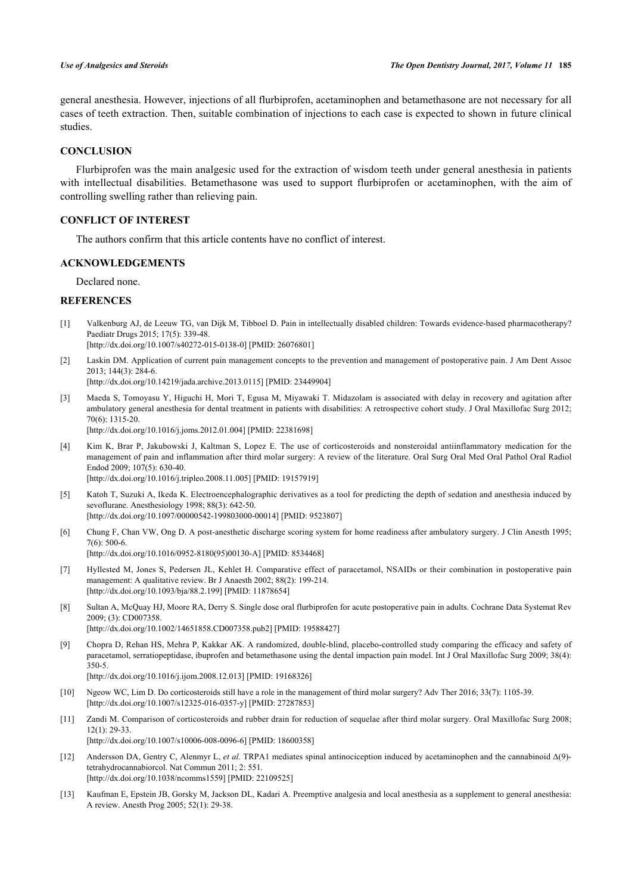general anesthesia. However, injections of all flurbiprofen, acetaminophen and betamethasone are not necessary for all cases of teeth extraction. Then, suitable combination of injections to each case is expected to shown in future clinical studies.

## CONCLUSION

Flurbiprofen was the main analgesic used for the extraction of wisdom teeth under general anesthesia in patients with intellectual disabilities. Betamethasone was used to support flurbiprofen or acetaminophen, with the aim of controlling swelling rather than relieving pain.

## CONFLICT OF INTEREST

The authors confirm that this article contents have no conflict of interest.

## ACKNOWLEDGEMENTS

Declared none.

## REFERENCES

[1] Valkenburg AJ, de Leeuw TG, van Dijk M, Tibboel D. Pain in intellectually disabled children: Towards evidence-based pharmacotherapy? Paediatr Drugs 2015; 17(5): 339-48. [http://dx.doi.org/10.1007/s40272-015-0138-0] [PMID: 26076801]

[2] Laskin DM. Application of current pain management concepts to the prevention and management of postoperative pain. J Am Dent Assoc 2013; 144(3): 284-6. [http://dx.doi.org/10.14219/jada.archive.2013.0115] [PMID: 23449904]

[3] Maeda S, Tomoyasu Y, Higuchi H, Mori T, Egusa M, Miyawaki T. Midazolam is associated with delay in recovery and agitation after ambulatory general anesthesia for dental treatment in patients with disabilities: A retrospective cohort study. J Oral Maxillofac Surg 2012; 70(6): 1315-20. [http://dx.doi.org/10.1016/j.joms.2012.01.004] [PMID: 22381698]

[4] Kim K, Brar P, Jakubowski J, Kaltman S, Lopez E. The use of corticosteroids and nonsteroidal antiinflammatory medication for the management of pain and inflammation after third molar surgery: A review of the literature. Oral Surg Oral Med Oral Pathol Oral Radiol Endod 2009; 107(5): 630-40. [http://dx.doi.org/10.1016/j.tripleo.2008.11.005] [PMID: 19157919]

[5] Katoh T, Suzuki A, Ikeda K. Electroencephalographic derivatives as a tool for predicting the depth of sedation and anesthesia induced by sevoflurane. Anesthesiology 1998; 88(3): 642-50. [http://dx.doi.org/10.1097/00000542-199803000-00014] [PMID: 9523807]

[6] Chung F, Chan VW, Ong D. A post-anesthetic discharge scoring system for home readiness after ambulatory surgery. J Clin Anesth 1995; 7(6): 500-6. [http://dx.doi.org/10.1016/0952-8180(95)00130-A] [PMID: 8534468]

[7] Hyllested M, Jones S, Pedersen JL, Kehlet H. Comparative effect of paracetamol, NSAIDs or their combination in postoperative pain management: A qualitative review. Br J Anaesth 2002; 88(2): 199-214. [http://dx.doi.org/10.1093/bja/88.2.199] [PMID: 11878654]

[8] Sultan A, McQuay HJ, Moore RA, Derry S. Single dose oral flurbiprofen for acute postoperative pain in adults. Cochrane Data Systemat Rev 2009; (3): CD007358. [http://dx.doi.org/10.1002/14651858.CD007358.pub2] [PMID: 19588427]

[9] Chopra D, Rehan HS, Mehra P, Kakkar AK. A randomized, double-blind, placebo-controlled study comparing the efficacy and safety of paracetamol, serratiopeptidase, ibuprofen and betamethasone using the dental impaction pain model. Int J Oral Maxillofac Surg 2009; 38(4): 350-5. [http://dx.doi.org/10.1016/j.ijom.2008.12.013] [PMID: 19168326]

[10] Ngeow WC, Lim D. Do corticosteroids still have a role in the management of third molar surgery? Adv Ther 2016; 33(7): 1105-39. [http://dx.doi.org/10.1007/s12325-016-0357-y] [PMID: 27287853]

[11] Zandi M. Comparison of corticosteroids and rubber drain for reduction of sequelae after third molar surgery. Oral Maxillofac Surg 2008; 12(1): 29-33. [http://dx.doi.org/10.1007/s10006-008-0096-6] [PMID: 18600358]

[12] Andersson DA, Gentry C, Alenmyr L, *et al.* TRPA1 mediates spinal antinociception induced by acetaminophen and the cannabinoid Δ(9)-tetrahydrocannabiorcol. Nat Commun 2011; 2: 551. [http://dx.doi.org/10.1038/ncomms1559] [PMID: 22109525]

[13] Kaufman E, Epstein JB, Gorsky M, Jackson DL, Kadari A. Preemptive analgesia and local anesthesia as a supplement to general anesthesia: A review. Anesth Prog 2005; 52(1): 29-38.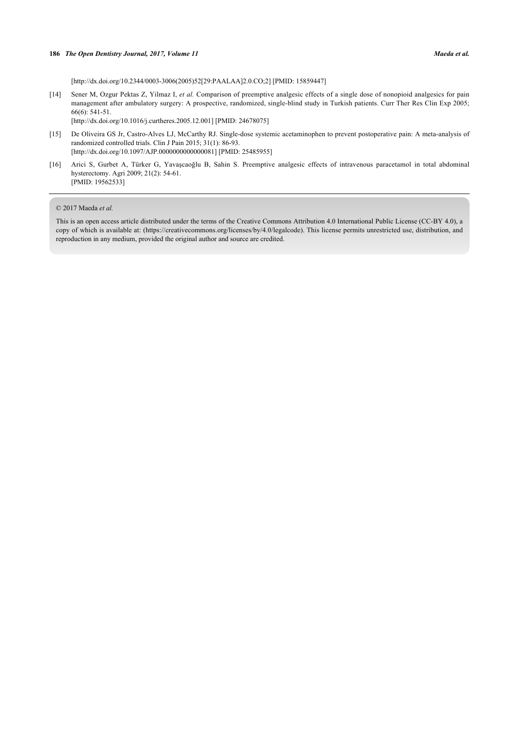[http://dx.doi.org/10.2344/0003-3006(2005)52[29:PAALAA]2.0.CO;2] [PMID: 15859447]

[14] Sener M, Ozgur Pektas Z, Yilmaz I, *et al.* Comparison of preemptive analgesic effects of a single dose of nonopioid analgesics for pain management after ambulatory surgery: A prospective, randomized, single-blind study in Turkish patients. Curr Ther Res Clin Exp 2005; 66(6): 541-51.
[http://dx.doi.org/10.1016/j.curtheres.2005.12.001] [PMID: 24678075]

[15] De Oliveira GS Jr, Castro-Alves LJ, McCarthy RJ. Single-dose systemic acetaminophen to prevent postoperative pain: A meta-analysis of randomized controlled trials. Clin J Pain 2015; 31(1): 86-93.
[http://dx.doi.org/10.1097/AJP.0000000000000081] [PMID: 25485955]

[16] Arici S, Gurbet A, Türker G, Yavaşcaoğlu B, Sahin S. Preemptive analgesic effects of intravenous paracetamol in total abdominal hysterectomy. Agri 2009; 21(2): 54-61.
[PMID: 19562533]

---

© 2017 Maeda *et al.*

This is an open access article distributed under the terms of the Creative Commons Attribution 4.0 International Public License (CC-BY 4.0), a copy of which is available at: (https://creativecommons.org/licenses/by/4.0/legalcode). This license permits unrestricted use, distribution, and reproduction in any medium, provided the original author and source are credited.